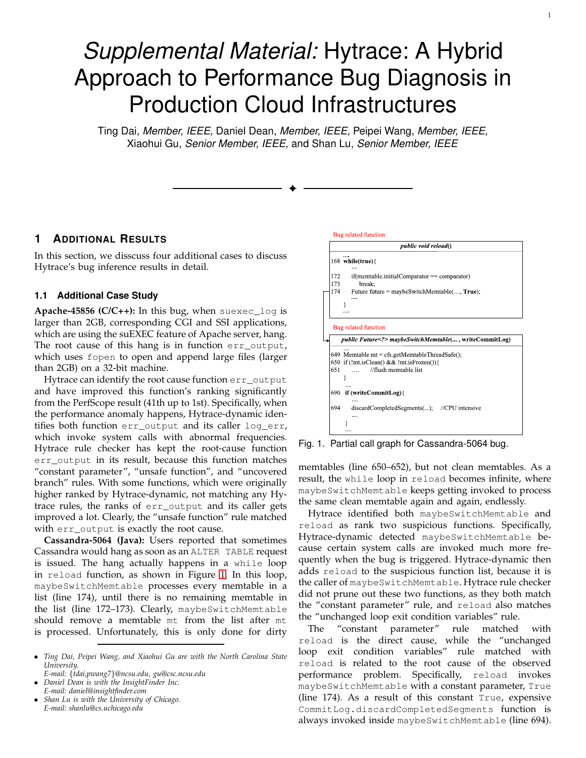# *Supplemental Material:* Hytrace: A Hybrid Approach to Performance Bug Diagnosis in Production Cloud Infrastructures

Ting Dai, *Member, IEEE,* Daniel Dean, *Member, IEEE,* Peipei Wang, *Member, IEEE,* Xiaohui Gu, *Senior Member, IEEE,* and Shan Lu, *Senior Member, IEEE*

---

## 1 Additional Results

In this section, we disscuss four additional cases to discuss Hytrace's bug inference results in detail.

### 1.1 Additional Case Study

**Apache-45856 (C/C++):** In this bug, when `suexec_log` is larger than 2GB, corresponding CGI and SSI applications, which are using the suEXEC feature of Apache server, hang. The root cause of this hang is in function `err_output`, which uses `fopen` to open and append large files (larger than 2GB) on a 32-bit machine.

Hytrace can identify the root cause function `err_output` and have improved this function's ranking significantly from the PerfScope result (41th up to 1st). Specifically, when the performance anomaly happens, Hytrace-dynamic identifies both function `err_output` and its caller `log_err`, which invoke system calls with abnormal frequencies. Hytrace rule checker has kept the root-cause function `err_output` in its result, because this function matches "constant parameter", "unsafe function", and "uncovered branch" rules. With some functions, which were originally higher ranked by Hytrace-dynamic, not matching any Hytrace rules, the ranks of `err_output` and its caller gets improved a lot. Clearly, the "unsafe function" rule matched with `err_output` is exactly the root cause.

**Cassandra-5064 (Java):** Users reported that sometimes Cassandra would hang as soon as an `ALTER TABLE` request is issued. The hang actually happens in a `while` loop in `reload` function, as shown in Figure 1. In this loop, `maybeSwitchMemtable` processes every memtable in a list (line 174), until there is no remaining memtable in the list (line 172–173). Clearly, `maybeSwitchMemtable` should remove a memtable `mt` from the list after `mt` is processed. Unfortunately, this is only done for dirty memtables (line 650–652), but not clean memtables. As a result, the `while` loop in `reload` becomes infinite, where `maybeSwitchMemtable` keeps getting invoked to process the same clean memtable again and again, endlessly.

Bug related function

```
public void reload()
    ....
168 while(true){
        ....
172     if(memtable.initialComparator == comparator)
173         break;
174     Future future = maybeSwitchMemtable(..., True);
        ....
    }
    ....
```

Bug related function

```
public Future<?> maybeSwitchMemtable(... , writeCommitLog)
    ....
649 Memtable mt = cfs.getMemtableThreadSafe();
650 if (!mt.isClean() && !mt.isFrozen()){
651     ....   //flush memtable list
    }
    ....
690 if (writeCommitLog){
        ....
694     discardCompletedSegments(...);   //CPU intensive
        ....
    }
    ....
```

Fig. 1. Partial call graph for Cassandra-5064 bug.

Hytrace identified both `maybeSwitchMemtable` and `reload` as rank two suspicious functions. Specifically, Hytrace-dynamic detected `maybeSwitchMemtable` because certain system calls are invoked much more frequently when the bug is triggered. Hytrace-dynamic then adds `reload` to the suspicious function list, because it is the caller of `maybeSwitchMemtable`. Hytrace rule checker did not prune out these two functions, as they both match the "constant parameter" rule, and `reload` also matches the "unchanged loop exit condition variables" rule.

The "constant parameter" rule matched with `reload` is the direct cause, while the "unchanged loop exit condition variables" rule matched with `reload` is related to the root cause of the observed performance problem. Specifically, `reload` invokes `maybeSwitchMemtable` with a constant parameter, `True` (line 174). As a result of this constant `True`, expensive `CommitLog.discardCompletedSegments` function is always invoked inside `maybeSwitchMemtable` (line 694).

---

- *Ting Dai, Peipei Wang, and Xiaohui Gu are with the North Carolina State University.*
  *E-mail: {tdai,pwang7}@ncsu.edu, gu@csc.ncsu.edu*
- *Daniel Dean is with the InsightFinder Inc.*
  *E-mail: daniel@insightfinder.com*
- *Shan Lu is with the University of Chicago.*
  *E-mail: shanlu@cs.uchicago.edu*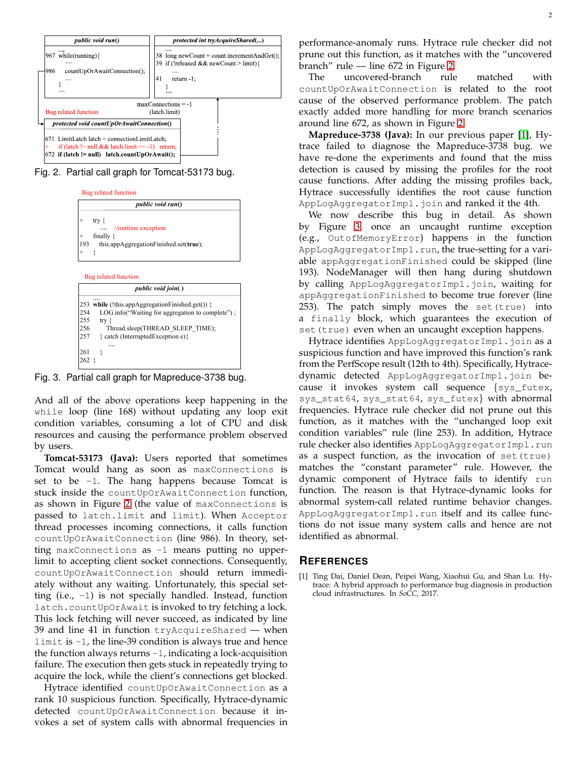```
public void run()
....
967 while(running){
      ....
986     countUpOrAwaitConnection();
      ....
    }
    ....
```

```
protected int tryAcquireShared(...)
....
38 long newCount = count.incrementAndGet();
39 if (!released && newCount > limit){
     ....
41   return -1;
   }
....
```

maxConnections = -1
(latch.limit)

Bug related function

```
protected void countUpOrAwaitConnection()
671 LimitLatch latch = connectionLimitLatch;
+   if (latch != null && latch.limit == -1)  return;
672 if (latch != null)  latch.countUpOrAwait();
```

Fig. 2. Partial call graph for Tomcat-53173 bug.

Bug related function

```
public void run()
+   try {
      ....   //runtime exception
+   finally {
193   this.appAggregationFinished.set(true);
+   }
```

Bug related function

```
public void join( )
....
253 while (!this.appAggregationFinished.get()) {
254   LOG.info("Waiting for aggregation to complete") ;
255   try {
256     Thread.sleep(THREAD_SLEEP_TIME);
257   } catch (InterruptedException e){
        ....
261   }
262 }
```

Fig. 3. Partial call graph for Mapreduce-3738 bug.

And all of the above operations keep happening in the `while` loop (line 168) without updating any loop exit condition variables, consuming a lot of CPU and disk resources and causing the performance problem observed by users.

**Tomcat-53173 (Java):** Users reported that sometimes Tomcat would hang as soon as `maxConnections` is set to be `-1`. The hang happens because Tomcat is stuck inside the `countUpOrAwaitConnection` function, as shown in Figure 2 (the value of `maxConnections` is passed to `latch.limit` and `limit`). When `Acceptor` thread processes incoming connections, it calls function `countUpOrAwaitConnection` (line 986). In theory, setting `maxConnections` as `-1` means putting no upper-limit to accepting client socket connections. Consequently, `countUpOrAwaitConnection` should return immediately without any waiting. Unfortunately, this special setting (i.e., `-1`) is not specially handled. Instead, function `latch.countUpOrAwait` is invoked to try fetching a lock. This lock fetching will never succeed, as indicated by line 39 and line 41 in function `tryAcquireShared` — when `limit` is `-1`, the line-39 condition is always true and hence the function always returns `-1`, indicating a lock-acquisition failure. The execution then gets stuck in repeatedly trying to acquire the lock, while the client's connections get blocked.

Hytrace identified `countUpOrAwaitConnection` as a rank 10 suspicious function. Specifically, Hytrace-dynamic detected `countUpOrAwaitConnection` because it invokes a set of system calls with abnormal frequencies in performance-anomaly runs. Hytrace rule checker did not prune out this function, as it matches with the "uncovered branch" rule — line 672 in Figure 2.

The uncovered-branch rule matched with `countUpOrAwaitConnection` is related to the root cause of the observed performance problem. The patch exactly added more handling for more branch scenarios around line 672, as shown in Figure 2.

**Mapreduce-3738 (Java):** In our previous paper [1], Hytrace failed to diagnose the Mapreduce-3738 bug. we have re-done the experiments and found that the miss detection is caused by missing the profiles for the root cause functions. After adding the missing profiles back, Hytrace successfully identifies the root cause function `AppLogAggregatorImpl.join` and ranked it the 4th.

We now describe this bug in detail. As shown by Figure 3, once an uncaught runtime exception (e.g., `OutofMemoryError`) happens in the function `AppLogAggregatorImpl.run`, the true-setting for a variable `appAggregationFinished` could be skipped (line 193). NodeManager will then hang during shutdown by calling `AppLogAggregatorImpl.join`, waiting for `appAggregationFinished` to become true forever (line 253). The patch simply moves the `set(true)` into a `finally` block, which guarantees the execution of `set(true)` even when an uncaught exception happens.

Hytrace identifies `AppLogAggregatorImpl.join` as a suspicious function and have improved this function's rank from the PerfScope result (12th to 4th). Specifically, Hytrace-dynamic detected `AppLogAggregatorImpl.join` because it invokes system call sequence {`sys_futex`, `sys_stat64`, `sys_stat64`, `sys_futex`} with abnormal frequencies. Hytrace rule checker did not prune out this function, as it matches with the "unchanged loop exit condition variables" rule (line 253). In addition, Hytrace rule checker also identifies `AppLogAggregatorImpl.run` as a suspect function, as the invocation of `set(true)` matches the "constant parameter" rule. However, the dynamic component of Hytrace fails to identify `run` function. The reason is that Hytrace-dynamic looks for abnormal system-call related runtime behavior changes. `AppLogAggregatorImpl.run` itself and its callee functions do not issue many system calls and hence are not identified as abnormal.

## References

[1] Ting Dai, Daniel Dean, Peipei Wang, Xiaohui Gu, and Shan Lu. Hytrace: A hybrid approach to performance bug diagnosis in production cloud infrastructures. In *SoCC*, 2017.